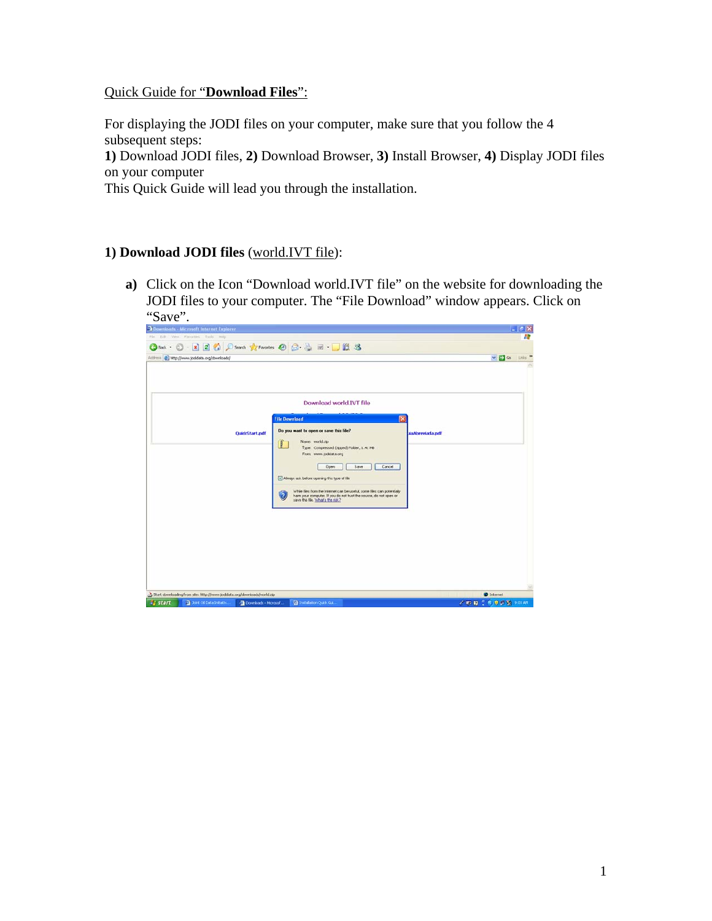Quick Guide for "**Download Files**":

For displaying the JODI files on your computer, make sure that you follow the 4 subsequent steps:
**1)** Download JODI files, **2)** Download Browser, **3)** Install Browser, **4)** Display JODI files on your computer
This Quick Guide will lead you through the installation.

**1) Download JODI files** (world.IVT file):

**a)** Click on the Icon "Download world.IVT file" on the website for downloading the JODI files to your computer. The "File Download" window appears. Click on "Save".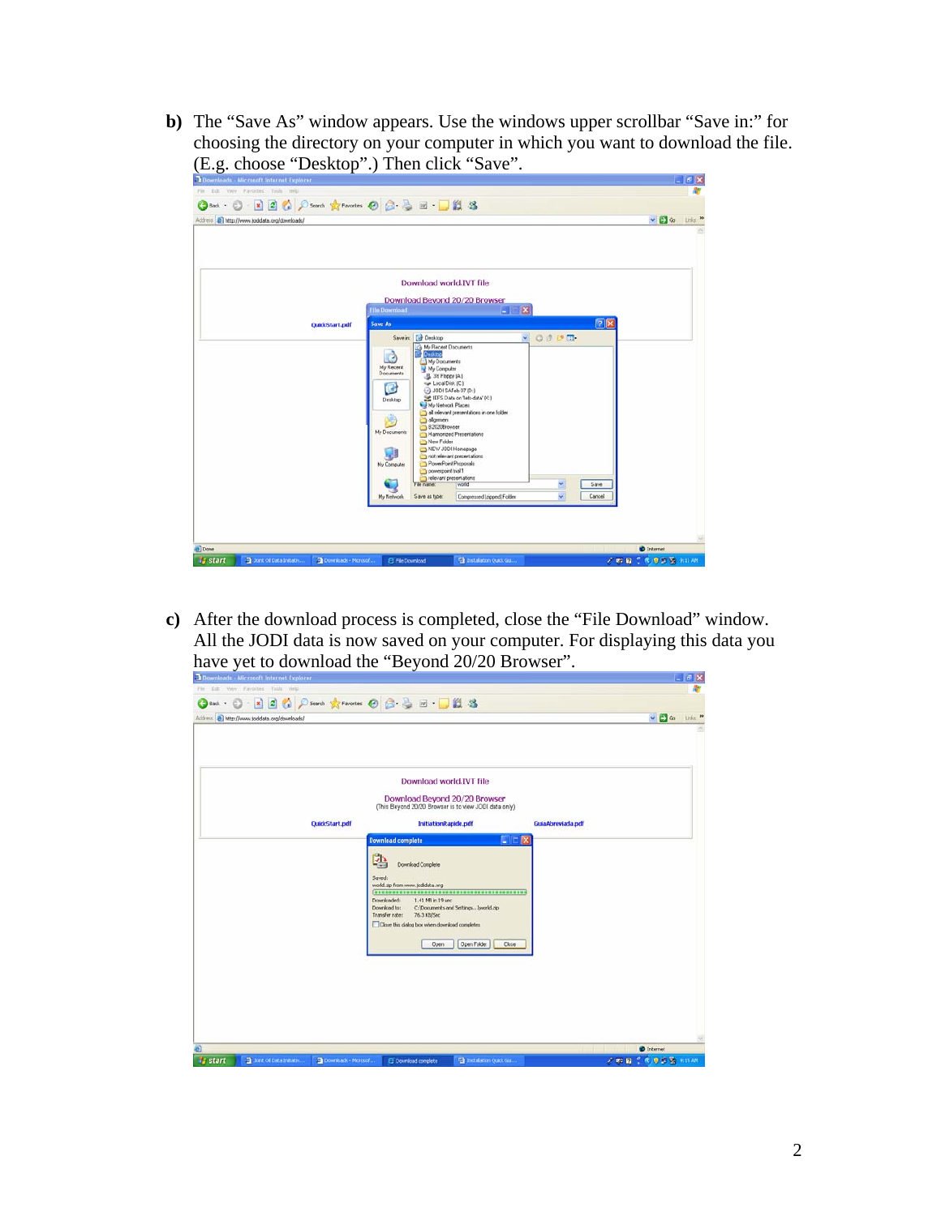**b)** The "Save As" window appears. Use the windows upper scrollbar "Save in:" for choosing the directory on your computer in which you want to download the file. (E.g. choose "Desktop".) Then click "Save".

**c)** After the download process is completed, close the "File Download" window. All the JODI data is now saved on your computer. For displaying this data you have yet to download the "Beyond 20/20 Browser".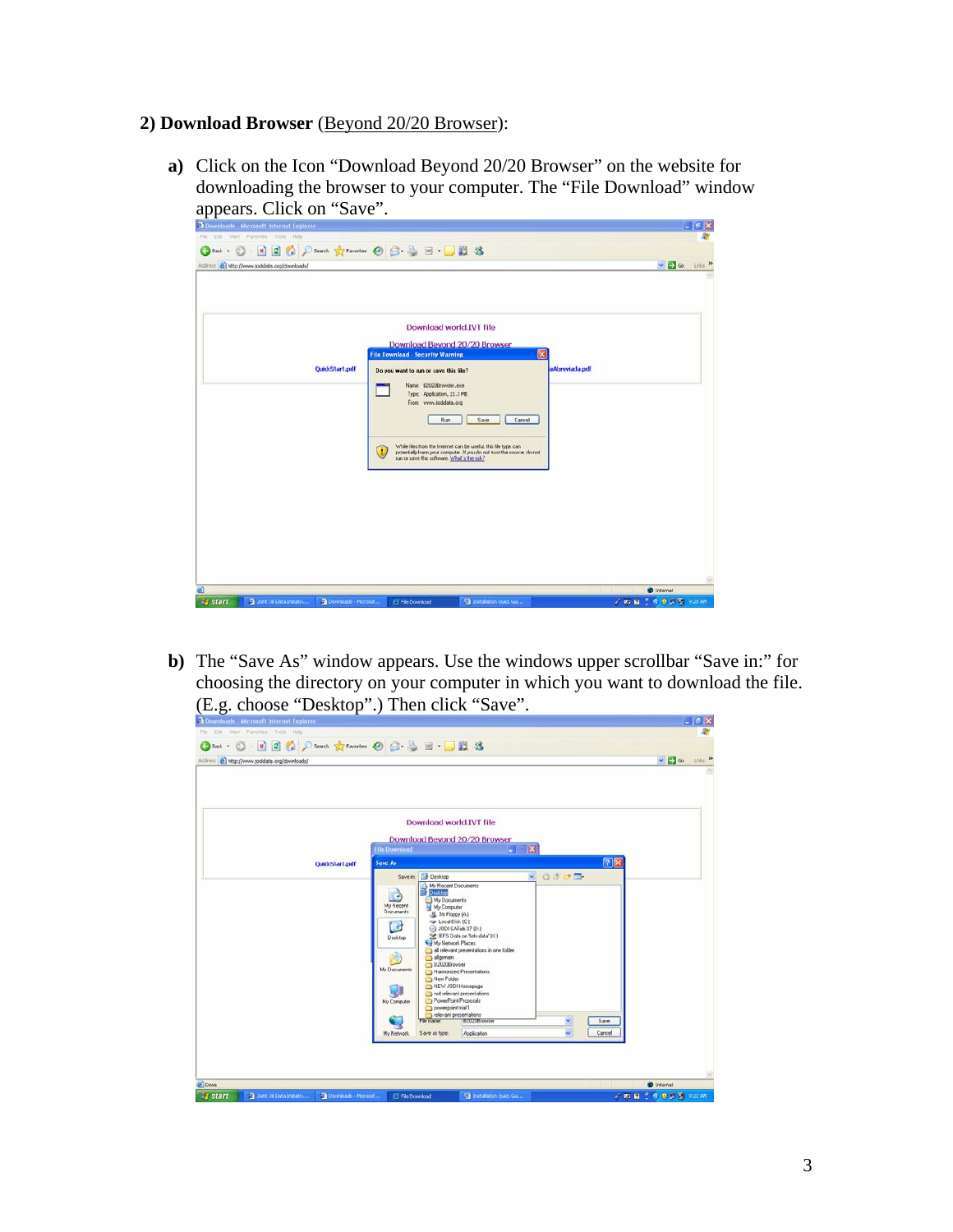## 2) Download Browser (Beyond 20/20 Browser):

**a)** Click on the Icon "Download Beyond 20/20 Browser" on the website for downloading the browser to your computer. The "File Download" window appears. Click on "Save".

**b)** The "Save As" window appears. Use the windows upper scrollbar "Save in:" for choosing the directory on your computer in which you want to download the file. (E.g. choose "Desktop".) Then click "Save".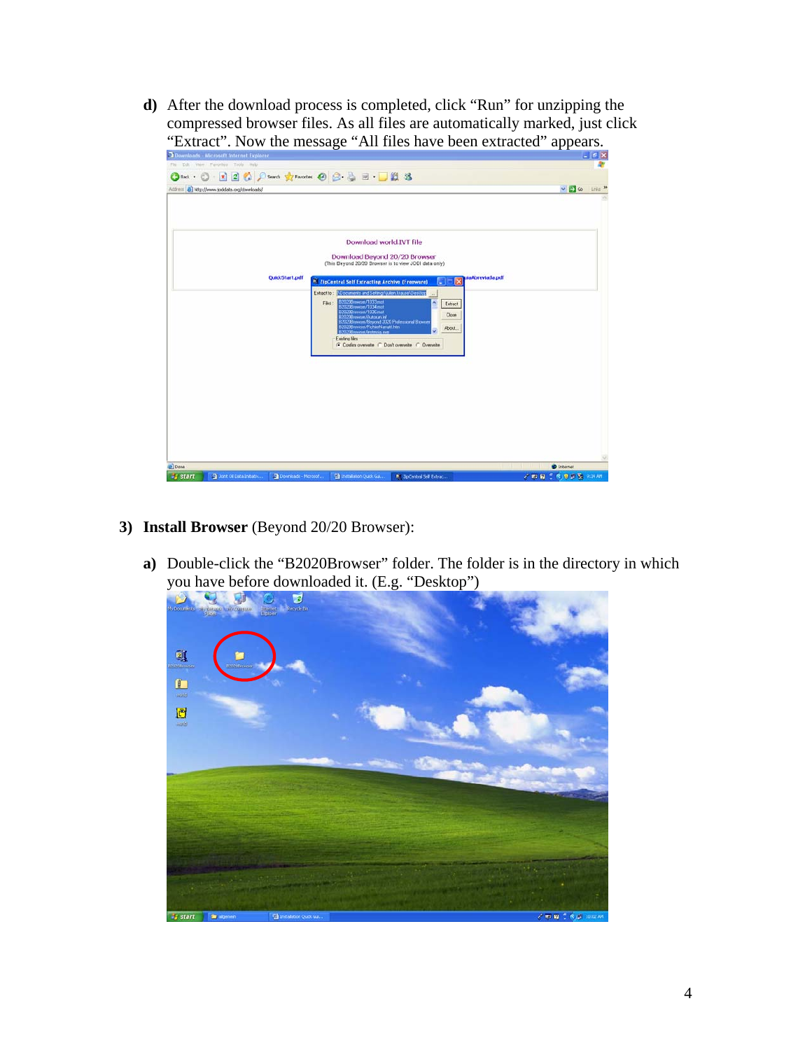d) After the download process is completed, click “Run” for unzipping the compressed browser files. As all files are automatically marked, just click “Extract”. Now the message “All files have been extracted” appears.

3) **Install Browser** (Beyond 20/20 Browser):

a) Double-click the “B2020Browser” folder. The folder is in the directory in which you have before downloaded it. (E.g. “Desktop”)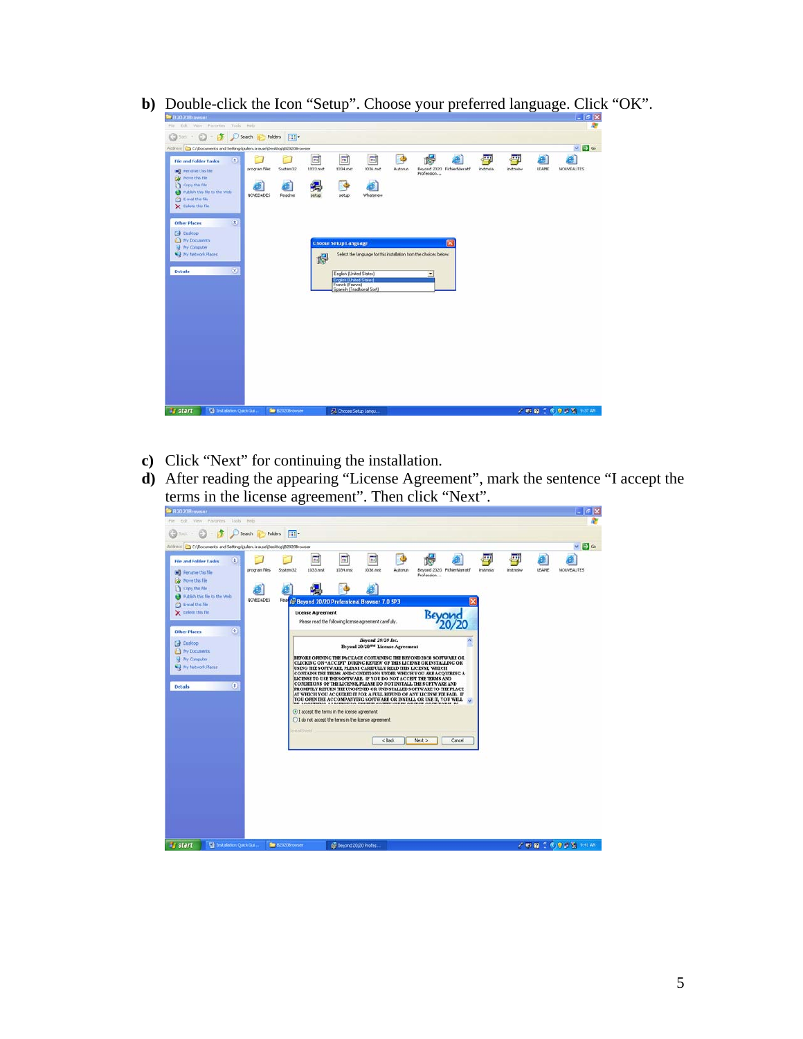**b)** Double-click the Icon "Setup". Choose your preferred language. Click "OK".

**c)** Click "Next" for continuing the installation.

**d)** After reading the appearing "License Agreement", mark the sentence "I accept the terms in the license agreement". Then click "Next".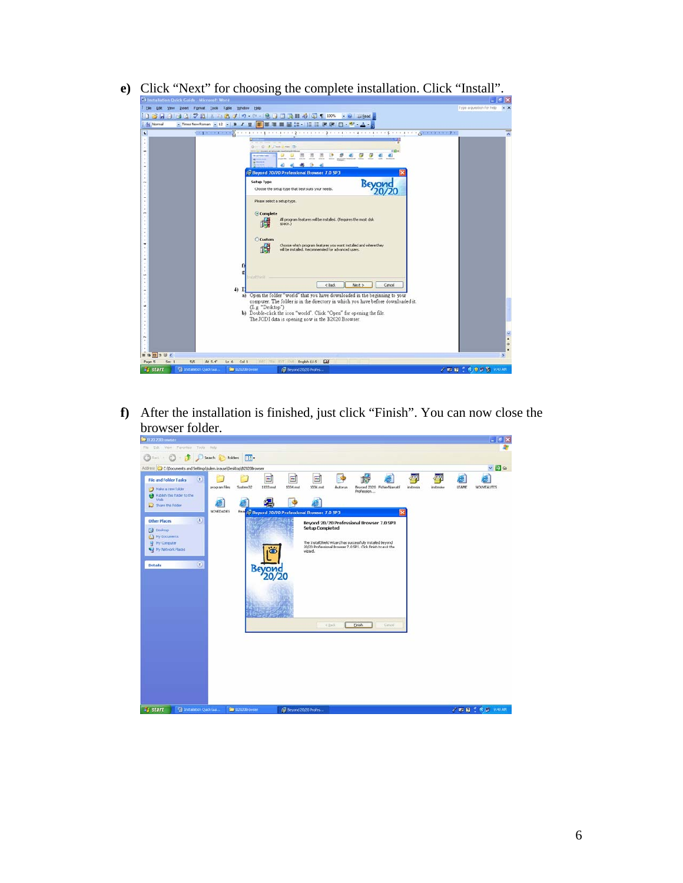**e)** Click "Next" for choosing the complete installation. Click "Install".

**f)** After the installation is finished, just click "Finish". You can now close the browser folder.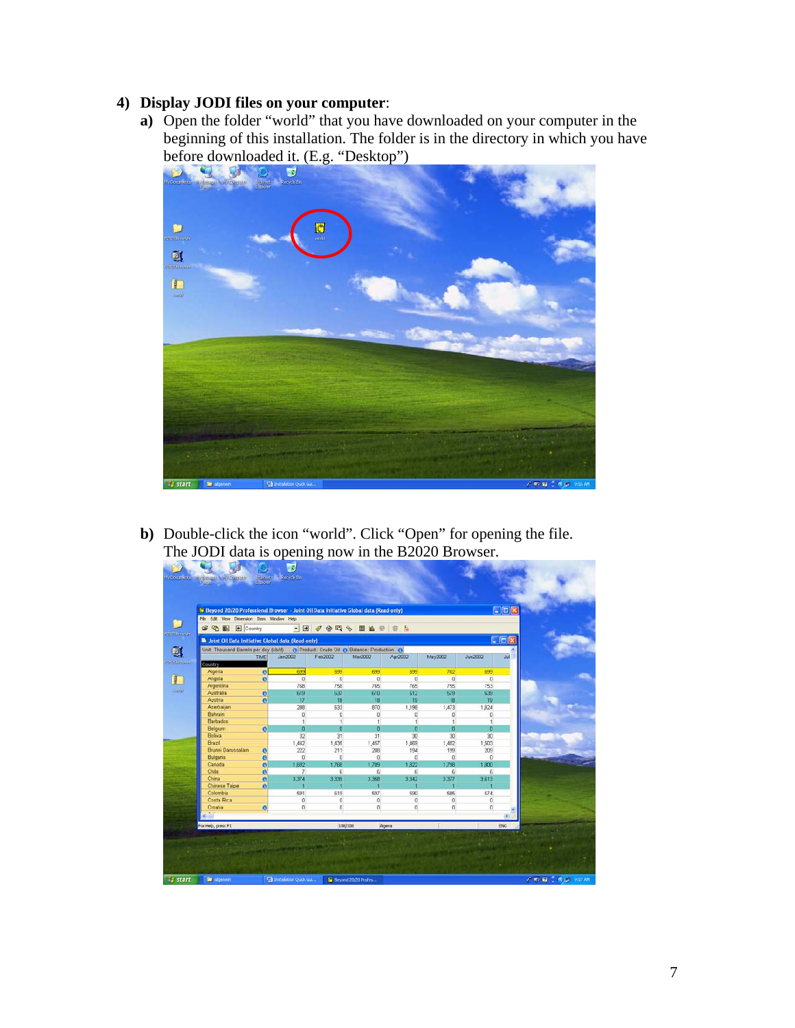**4) Display JODI files on your computer**:

**a)** Open the folder "world" that you have downloaded on your computer in the beginning of this installation. The folder is in the directory in which you have before downloaded it. (E.g. "Desktop")

**b)** Double-click the icon "world". Click "Open" for opening the file. The JODI data is opening now in the B2020 Browser.